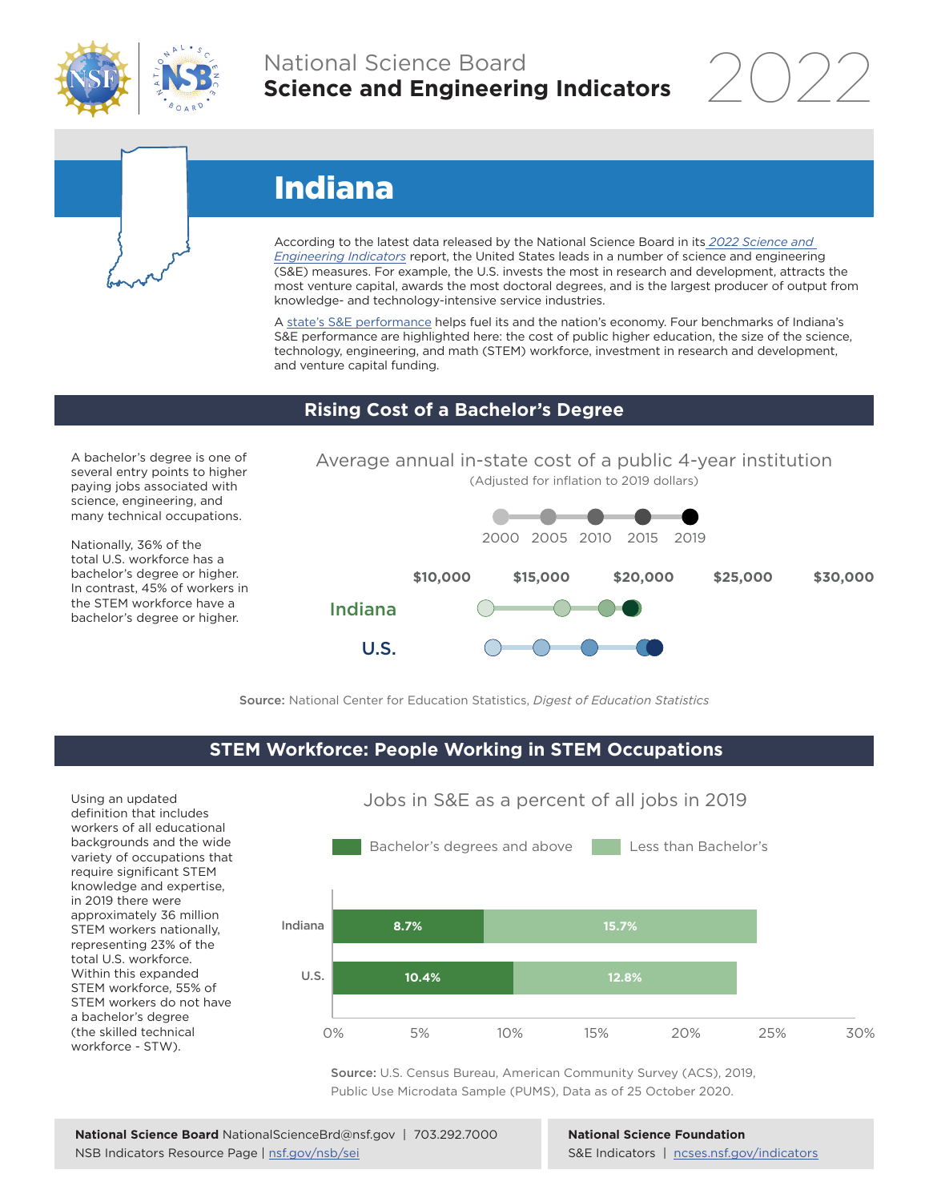National Science Board
**Science and Engineering Indicators** 2022

# Indiana

According to the latest data released by the National Science Board in its *2022 Science and Engineering Indicators* report, the United States leads in a number of science and engineering (S&E) measures. For example, the U.S. invests the most in research and development, attracts the most venture capital, awards the most doctoral degrees, and is the largest producer of output from knowledge- and technology-intensive service industries.

A state's S&E performance helps fuel its and the nation's economy. Four benchmarks of Indiana's S&E performance are highlighted here: the cost of public higher education, the size of the science, technology, engineering, and math (STEM) workforce, investment in research and development, and venture capital funding.

## Rising Cost of a Bachelor's Degree

A bachelor's degree is one of several entry points to higher paying jobs associated with science, engineering, and many technical occupations.

Nationally, 36% of the total U.S. workforce has a bachelor's degree or higher. In contrast, 45% of workers in the STEM workforce have a bachelor's degree or higher.

Average annual in-state cost of a public 4-year institution
(Adjusted for inflation to 2019 dollars)

2000 2005 2010 2015 2019

$10,000 $15,000 $20,000 $25,000 $30,000

Indiana

U.S.

**Source:** National Center for Education Statistics, *Digest of Education Statistics*

## STEM Workforce: People Working in STEM Occupations

Using an updated definition that includes workers of all educational backgrounds and the wide variety of occupations that require significant STEM knowledge and expertise, in 2019 there were approximately 36 million STEM workers nationally, representing 23% of the total U.S. workforce. Within this expanded STEM workforce, 55% of STEM workers do not have a bachelor's degree (the skilled technical workforce - STW).

Jobs in S&E as a percent of all jobs in 2019

| | Bachelor's degrees and above | Less than Bachelor's |
|---|---|---|
| Indiana | 8.7% | 15.7% |
| U.S. | 10.4% | 12.8% |

**Source:** U.S. Census Bureau, American Community Survey (ACS), 2019, Public Use Microdata Sample (PUMS), Data as of 25 October 2020.

**National Science Board** NationalScienceBrd@nsf.gov | 703.292.7000
NSB Indicators Resource Page | nsf.gov/nsb/sei

**National Science Foundation**
S&E Indicators | ncses.nsf.gov/indicators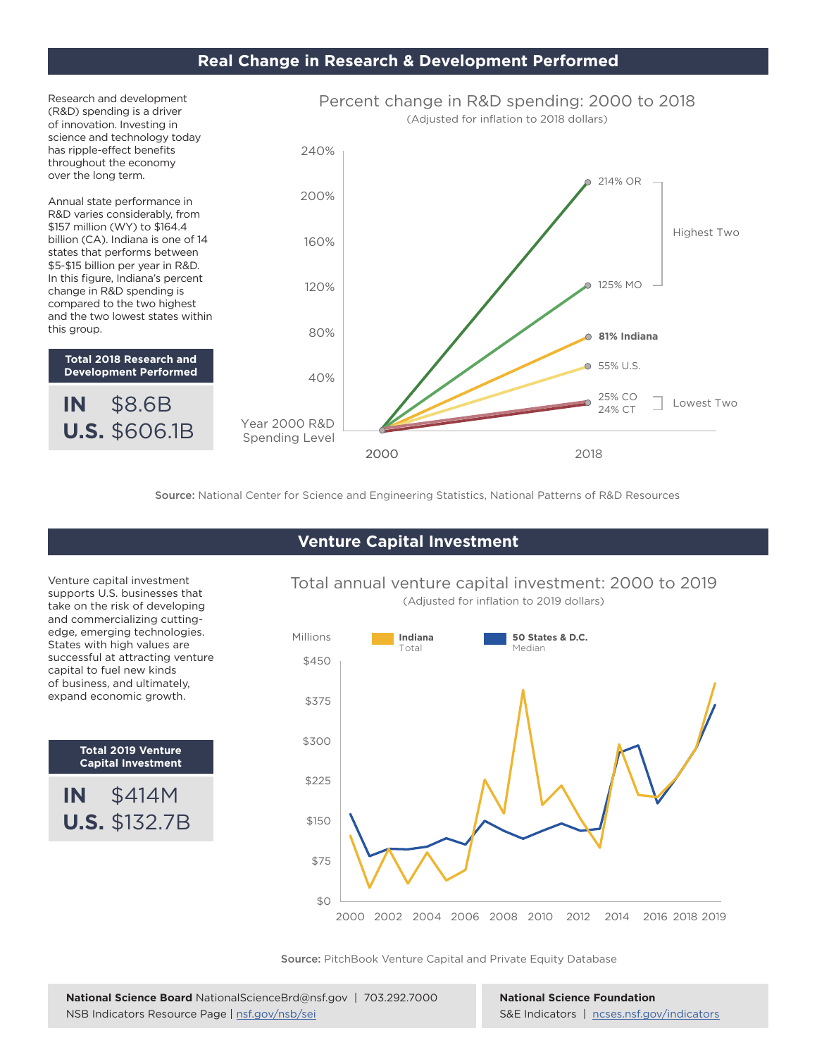## Real Change in Research & Development Performed

Research and development (R&D) spending is a driver of innovation. Investing in science and technology today has ripple-effect benefits throughout the economy over the long term.

Annual state performance in R&D varies considerably, from $157 million (WY) to $164.4 billion (CA). Indiana is one of 14 states that performs between $5-$15 billion per year in R&D. In this figure, Indiana's percent change in R&D spending is compared to the two highest and the two lowest states within this group.

**Total 2018 Research and Development Performed**

**IN** $8.6B
**U.S.** $606.1B

Percent change in R&D spending: 2000 to 2018
(Adjusted for inflation to 2018 dollars)

240%
200%
160%
120%
80%
40%
Year 2000 R&D Spending Level

2000
2018

214% OR
125% MO
Highest Two
**81% Indiana**
55% U.S.
25% CO
24% CT
Lowest Two

**Source:** National Center for Science and Engineering Statistics, National Patterns of R&D Resources

## Venture Capital Investment

Venture capital investment supports U.S. businesses that take on the risk of developing and commercializing cutting-edge, emerging technologies. States with high values are successful at attracting venture capital to fuel new kinds of business, and ultimately, expand economic growth.

**Total 2019 Venture Capital Investment**

**IN** $414M
**U.S.** $132.7B

Total annual venture capital investment: 2000 to 2019
(Adjusted for inflation to 2019 dollars)

Millions

**Indiana** Total
**50 States & D.C.** Median

$450
$375
$300
$225
$150
$75
$0

2000 2002 2004 2006 2008 2010 2012 2014 2016 2018 2019

**Source:** PitchBook Venture Capital and Private Equity Database

**National Science Board** NationalScienceBrd@nsf.gov | 703.292.7000
NSB Indicators Resource Page | nsf.gov/nsb/sei

**National Science Foundation**
S&E Indicators | ncses.nsf.gov/indicators